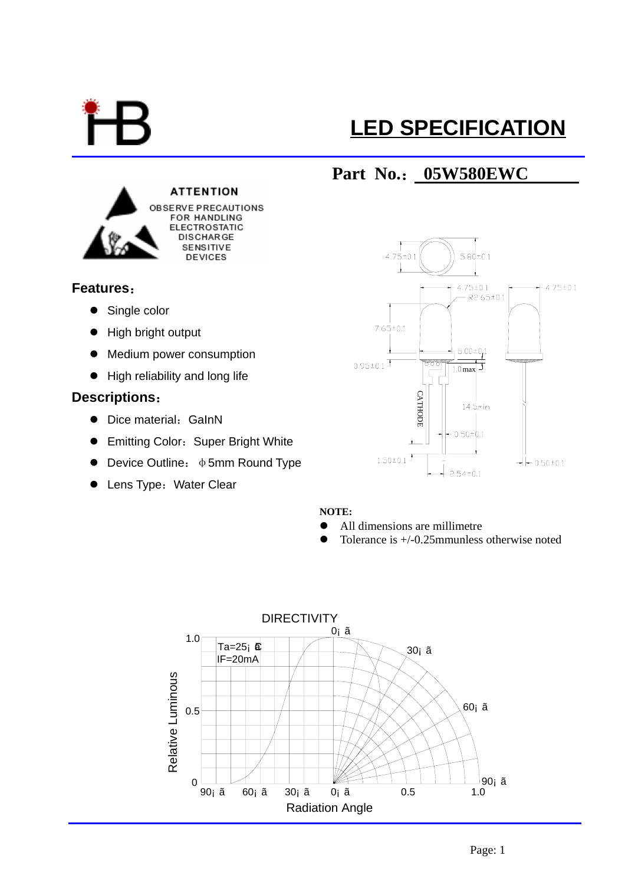# LED SPECIFICATION

## Part No.: 05W580EWC

ATTENTION
OBSERVE PRECAUTIONS FOR HANDLING ELECTROSTATIC DISCHARGE SENSITIVE DEVICES

## Features：

- Single color
- High bright output
- Medium power consumption
- High reliability and long life

## Descriptions：

- Dice material：GaInN
- Emitting Color：Super Bright White
- Device Outline：ф5mm Round Type
- Lens Type：Water Clear

**NOTE:**

- All dimensions are millimetre
- Tolerance is +/-0.25mmunless otherwise noted

DIRECTIVITY

Ta=25¡ æ
IF=20mA

Relative Luminous

Radiation Angle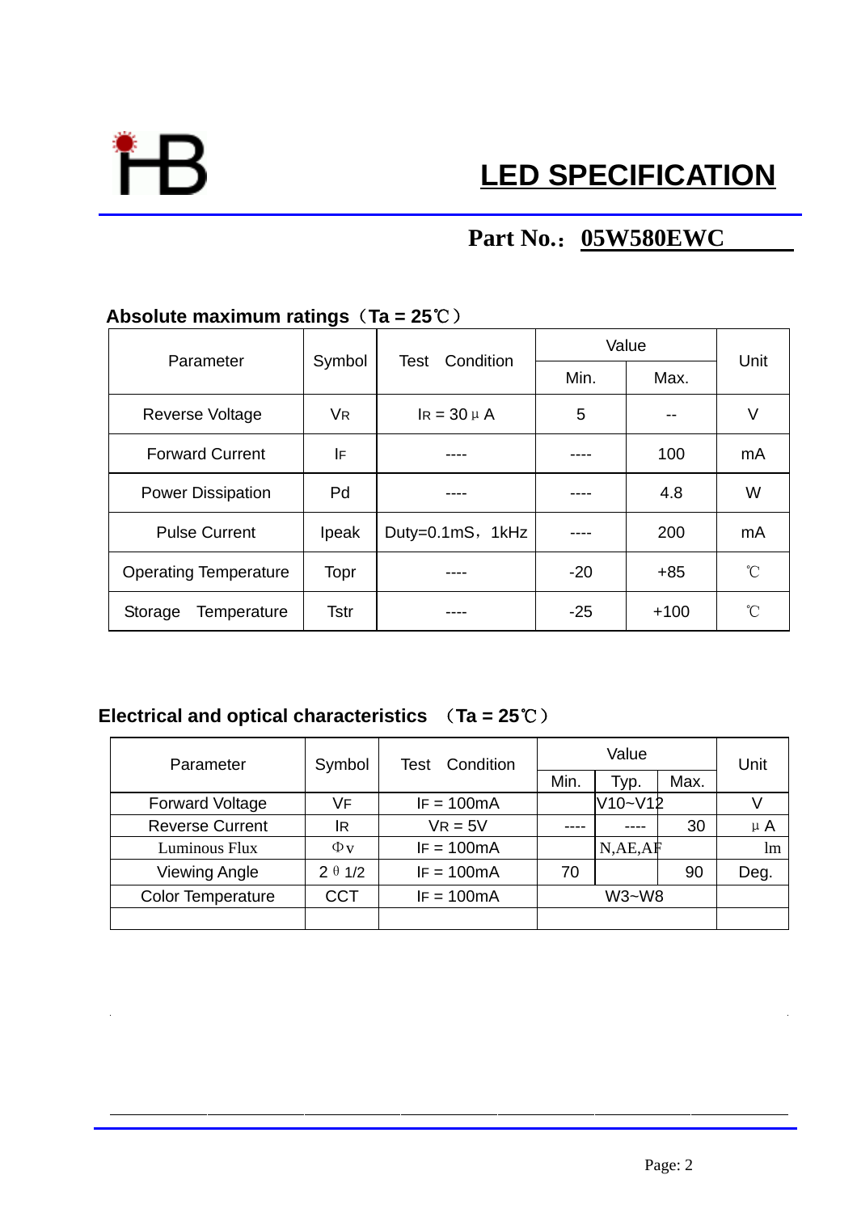# LED SPECIFICATION

**Part No.：05W580EWC**

### Absolute maximum ratings（Ta = 25℃）

| Parameter | Symbol | Test Condition | Value | | Unit |
|---|---|---|---|---|---|
| | | | Min. | Max. | |
| Reverse Voltage | $V_R$ | $I_R$ = 30μA | 5 | -- | V |
| Forward Current | $I_F$ | ---- | ---- | 100 | mA |
| Power Dissipation | Pd | ---- | ---- | 4.8 | W |
| Pulse Current | Ipeak | Duty=0.1mS，1kHz | ---- | 200 | mA |
| Operating Temperature | Topr | ---- | -20 | +85 | ℃ |
| Storage Temperature | Tstr | ---- | -25 | +100 | ℃ |

### Electrical and optical characteristics （Ta = 25℃）

| Parameter | Symbol | Test Condition | Value | | | Unit |
|---|---|---|---|---|---|---|
| | | | Min. | Typ. | Max. | |
| Forward Voltage | $V_F$ | $I_F$ = 100mA | | V10~V12 | | V |
| Reverse Current | $I_R$ | $V_R$ = 5V | ---- | ---- | 30 | μA |
| Luminous Flux | Φv | $I_F$ = 100mA | | N,AE,AF | | lm |
| Viewing Angle | 2θ1/2 | $I_F$ = 100mA | 70 | | 90 | Deg. |
| Color Temperature | CCT | $I_F$ = 100mA | W3~W8 | | | |
| | | | | | | |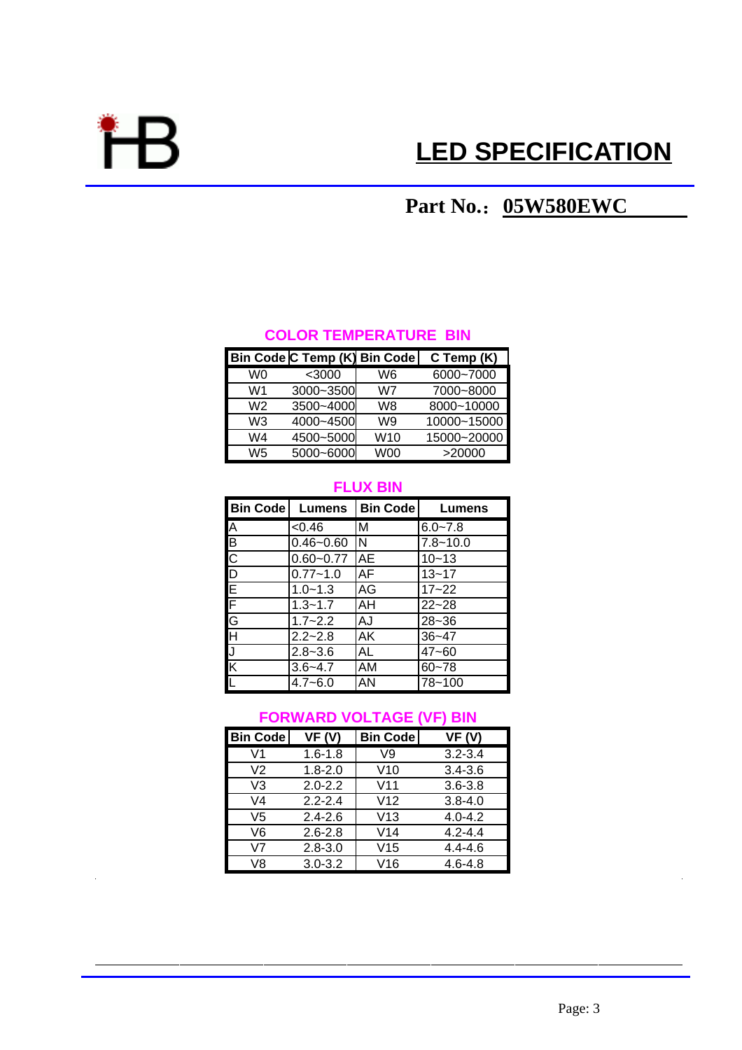# LED SPECIFICATION

**Part No.：05W580EWC**

## COLOR TEMPERATURE BIN

| Bin Code | C Temp (K) | Bin Code | C Temp (K) |
|---|---|---|---|
| W0 | <3000 | W6 | 6000~7000 |
| W1 | 3000~3500 | W7 | 7000~8000 |
| W2 | 3500~4000 | W8 | 8000~10000 |
| W3 | 4000~4500 | W9 | 10000~15000 |
| W4 | 4500~5000 | W10 | 15000~20000 |
| W5 | 5000~6000 | W00 | >20000 |

## FLUX BIN

| Bin Code | Lumens | Bin Code | Lumens |
|---|---|---|---|
| A | <0.46 | M | 6.0~7.8 |
| B | 0.46~0.60 | N | 7.8~10.0 |
| C | 0.60~0.77 | AE | 10~13 |
| D | 0.77~1.0 | AF | 13~17 |
| E | 1.0~1.3 | AG | 17~22 |
| F | 1.3~1.7 | AH | 22~28 |
| G | 1.7~2.2 | AJ | 28~36 |
| H | 2.2~2.8 | AK | 36~47 |
| J | 2.8~3.6 | AL | 47~60 |
| K | 3.6~4.7 | AM | 60~78 |
| L | 4.7~6.0 | AN | 78~100 |

## FORWARD VOLTAGE (VF) BIN

| Bin Code | VF (V) | Bin Code | VF (V) |
|---|---|---|---|
| V1 | 1.6-1.8 | V9 | 3.2-3.4 |
| V2 | 1.8-2.0 | V10 | 3.4-3.6 |
| V3 | 2.0-2.2 | V11 | 3.6-3.8 |
| V4 | 2.2-2.4 | V12 | 3.8-4.0 |
| V5 | 2.4-2.6 | V13 | 4.0-4.2 |
| V6 | 2.6-2.8 | V14 | 4.2-4.4 |
| V7 | 2.8-3.0 | V15 | 4.4-4.6 |
| V8 | 3.0-3.2 | V16 | 4.6-4.8 |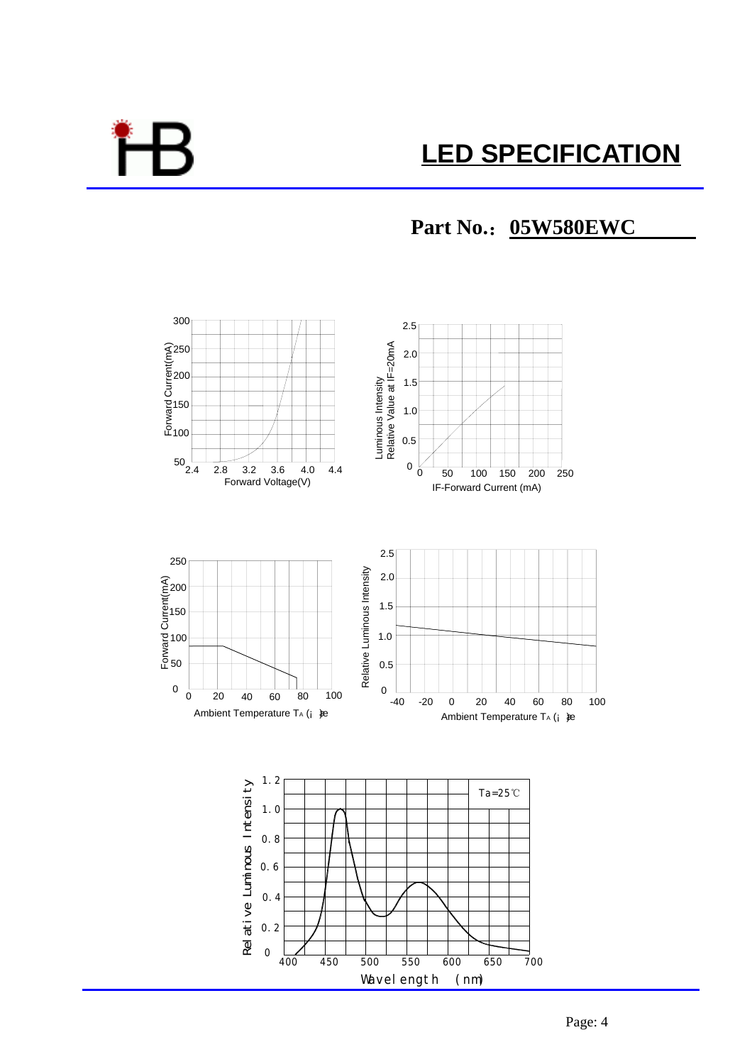# LED SPECIFICATION

**Part No.：05W580EWC**

Forward Current(mA)

300
250
200
150
100
50

2.4 2.8 3.2 3.6 4.0 4.4

Forward Voltage(V)

Luminous Intensity
Relative Value at IF=20mA

2.5
2.0
1.5
1.0
0.5
0

0 50 100 150 200 250

IF-Forward Current (mA)

Forward Current(mA)

250
200
150
100
50
0

0 20 40 60 80 100

Ambient Temperature TA (℃)

Relative Luminous Intensity

2.5
2.0
1.5
1.0
0.5
0

-40 -20 0 20 40 60 80 100

Ambient Temperature TA (℃)

Relative Luminous Intensity

1.2
1.0
0.8
0.6
0.4
0.2
0

400 450 500 550 600 650 700

Wavelength (nm)

Ta=25℃